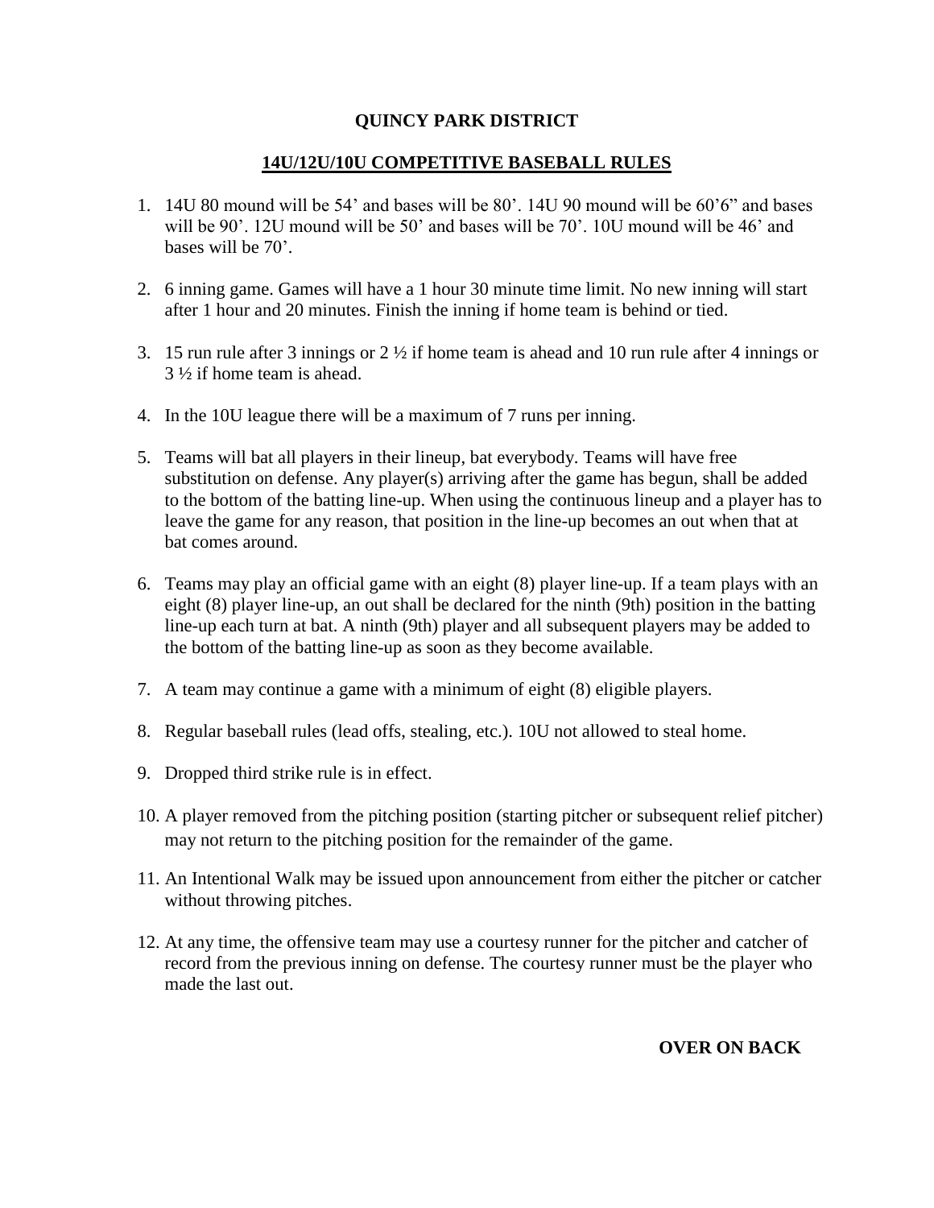**QUINCY PARK DISTRICT**

**14U/12U/10U COMPETITIVE BASEBALL RULES**

1. 14U 80 mound will be 54' and bases will be 80'. 14U 90 mound will be 60'6" and bases will be 90'. 12U mound will be 50' and bases will be 70'. 10U mound will be 46' and bases will be 70'.

2. 6 inning game. Games will have a 1 hour 30 minute time limit. No new inning will start after 1 hour and 20 minutes. Finish the inning if home team is behind or tied.

3. 15 run rule after 3 innings or 2 ½ if home team is ahead and 10 run rule after 4 innings or 3 ½ if home team is ahead.

4. In the 10U league there will be a maximum of 7 runs per inning.

5. Teams will bat all players in their lineup, bat everybody. Teams will have free substitution on defense. Any player(s) arriving after the game has begun, shall be added to the bottom of the batting line-up. When using the continuous lineup and a player has to leave the game for any reason, that position in the line-up becomes an out when that at bat comes around.

6. Teams may play an official game with an eight (8) player line-up. If a team plays with an eight (8) player line-up, an out shall be declared for the ninth (9th) position in the batting line-up each turn at bat. A ninth (9th) player and all subsequent players may be added to the bottom of the batting line-up as soon as they become available.

7. A team may continue a game with a minimum of eight (8) eligible players.

8. Regular baseball rules (lead offs, stealing, etc.). 10U not allowed to steal home.

9. Dropped third strike rule is in effect.

10. A player removed from the pitching position (starting pitcher or subsequent relief pitcher) may not return to the pitching position for the remainder of the game.

11. An Intentional Walk may be issued upon announcement from either the pitcher or catcher without throwing pitches.

12. At any time, the offensive team may use a courtesy runner for the pitcher and catcher of record from the previous inning on defense. The courtesy runner must be the player who made the last out.

**OVER ON BACK**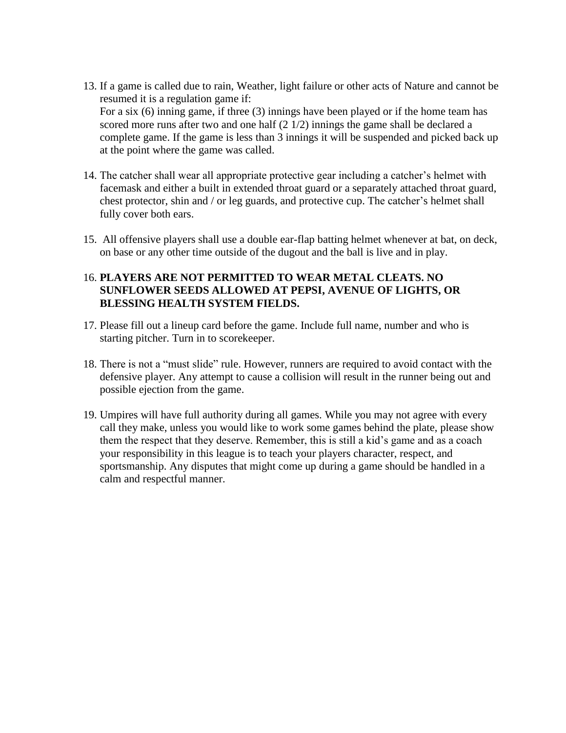13. If a game is called due to rain, Weather, light failure or other acts of Nature and cannot be resumed it is a regulation game if:
    For a six (6) inning game, if three (3) innings have been played or if the home team has scored more runs after two and one half (2 1/2) innings the game shall be declared a complete game. If the game is less than 3 innings it will be suspended and picked back up at the point where the game was called.

14. The catcher shall wear all appropriate protective gear including a catcher's helmet with facemask and either a built in extended throat guard or a separately attached throat guard, chest protector, shin and / or leg guards, and protective cup. The catcher's helmet shall fully cover both ears.

15. All offensive players shall use a double ear-flap batting helmet whenever at bat, on deck, on base or any other time outside of the dugout and the ball is live and in play.

16. **PLAYERS ARE NOT PERMITTED TO WEAR METAL CLEATS. NO SUNFLOWER SEEDS ALLOWED AT PEPSI, AVENUE OF LIGHTS, OR BLESSING HEALTH SYSTEM FIELDS.**

17. Please fill out a lineup card before the game. Include full name, number and who is starting pitcher. Turn in to scorekeeper.

18. There is not a "must slide" rule. However, runners are required to avoid contact with the defensive player. Any attempt to cause a collision will result in the runner being out and possible ejection from the game.

19. Umpires will have full authority during all games. While you may not agree with every call they make, unless you would like to work some games behind the plate, please show them the respect that they deserve. Remember, this is still a kid's game and as a coach your responsibility in this league is to teach your players character, respect, and sportsmanship. Any disputes that might come up during a game should be handled in a calm and respectful manner.